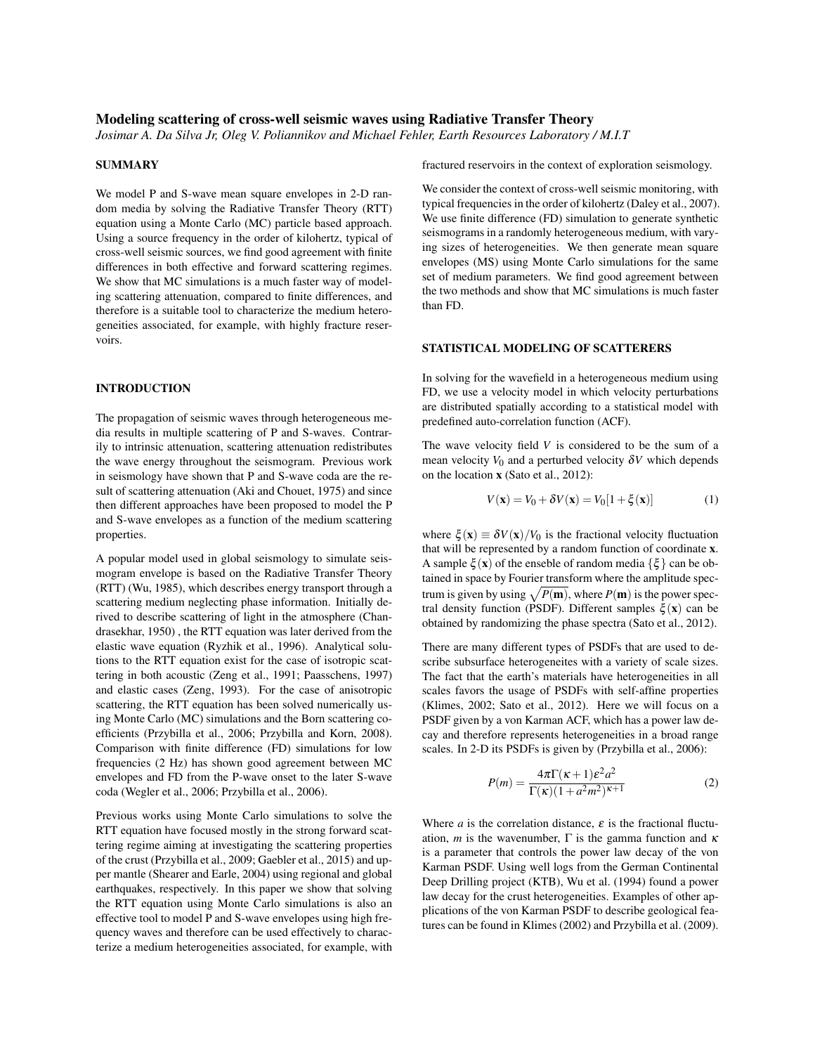# Modeling scattering of cross-well seismic waves using Radiative Transfer Theory

*Josimar A. Da Silva Jr, Oleg V. Poliannikov and Michael Fehler, Earth Resources Laboratory / M.I.T*

## SUMMARY

We model P and S-wave mean square envelopes in 2-D random media by solving the Radiative Transfer Theory (RTT) equation using a Monte Carlo (MC) particle based approach. Using a source frequency in the order of kilohertz, typical of cross-well seismic sources, we find good agreement with finite differences in both effective and forward scattering regimes. We show that MC simulations is a much faster way of modeling scattering attenuation, compared to finite differences, and therefore is a suitable tool to characterize the medium heterogeneities associated, for example, with highly fracture reservoirs.

## INTRODUCTION

The propagation of seismic waves through heterogeneous media results in multiple scattering of P and S-waves. Contrarily to intrinsic attenuation, scattering attenuation redistributes the wave energy throughout the seismogram. Previous work in seismology have shown that P and S-wave coda are the result of scattering attenuation (Aki and Chouet, 1975) and since then different approaches have been proposed to model the P and S-wave envelopes as a function of the medium scattering properties.

A popular model used in global seismology to simulate seismogram envelope is based on the Radiative Transfer Theory (RTT) (Wu, 1985), which describes energy transport through a scattering medium neglecting phase information. Initially derived to describe scattering of light in the atmosphere (Chandrasekhar, 1950) , the RTT equation was later derived from the elastic wave equation (Ryzhik et al., 1996). Analytical solutions to the RTT equation exist for the case of isotropic scattering in both acoustic (Zeng et al., 1991; Paasschens, 1997) and elastic cases (Zeng, 1993). For the case of anisotropic scattering, the RTT equation has been solved numerically using Monte Carlo (MC) simulations and the Born scattering coefficients (Przybilla et al., 2006; Przybilla and Korn, 2008). Comparison with finite difference (FD) simulations for low frequencies (2 Hz) has shown good agreement between MC envelopes and FD from the P-wave onset to the later S-wave coda (Wegler et al., 2006; Przybilla et al., 2006).

Previous works using Monte Carlo simulations to solve the RTT equation have focused mostly in the strong forward scattering regime aiming at investigating the scattering properties of the crust (Przybilla et al., 2009; Gaebler et al., 2015) and upper mantle (Shearer and Earle, 2004) using regional and global earthquakes, respectively. In this paper we show that solving the RTT equation using Monte Carlo simulations is also an effective tool to model P and S-wave envelopes using high frequency waves and therefore can be used effectively to characterize a medium heterogeneities associated, for example, with fractured reservoirs in the context of exploration seismology.

We consider the context of cross-well seismic monitoring, with typical frequencies in the order of kilohertz (Daley et al., 2007). We use finite difference (FD) simulation to generate synthetic seismograms in a randomly heterogeneous medium, with varying sizes of heterogeneities. We then generate mean square envelopes (MS) using Monte Carlo simulations for the same set of medium parameters. We find good agreement between the two methods and show that MC simulations is much faster than FD.

## STATISTICAL MODELING OF SCATTERERS

In solving for the wavefield in a heterogeneous medium using FD, we use a velocity model in which velocity perturbations are distributed spatially according to a statistical model with predefined auto-correlation function (ACF).

The wave velocity field $V$ is considered to be the sum of a mean velocity $V_0$ and a perturbed velocity $\delta V$ which depends on the location $\mathbf{x}$ (Sato et al., 2012):

$$V(\mathbf{x}) = V_0 + \delta V(\mathbf{x}) = V_0[1 + \xi(\mathbf{x})] \tag{1}$$

where $\xi(\mathbf{x}) \equiv \delta V(\mathbf{x})/V_0$ is the fractional velocity fluctuation that will be represented by a random function of coordinate $\mathbf{x}$. A sample $\xi(\mathbf{x})$ of the enseble of random media $\{\xi\}$ can be obtained in space by Fourier transform where the amplitude spectrum is given by using $\sqrt{P(\mathbf{m})}$, where $P(\mathbf{m})$ is the power spectral density function (PSDF). Different samples $\xi(\mathbf{x})$ can be obtained by randomizing the phase spectra (Sato et al., 2012).

There are many different types of PSDFs that are used to describe subsurface heterogeneites with a variety of scale sizes. The fact that the earth's materials have heterogeneities in all scales favors the usage of PSDFs with self-affine properties (Klimes, 2002; Sato et al., 2012). Here we will focus on a PSDF given by a von Karman ACF, which has a power law decay and therefore represents heterogeneities in a broad range scales. In 2-D its PSDFs is given by (Przybilla et al., 2006):

$$P(m) = \frac{4\pi\Gamma(\kappa+1)\varepsilon^2 a^2}{\Gamma(\kappa)(1+a^2m^2)^{\kappa+1}} \tag{2}$$

Where $a$ is the correlation distance, $\varepsilon$ is the fractional fluctuation, $m$ is the wavenumber, $\Gamma$ is the gamma function and $\kappa$ is a parameter that controls the power law decay of the von Karman PSDF. Using well logs from the German Continental Deep Drilling project (KTB), Wu et al. (1994) found a power law decay for the crust heterogeneities. Examples of other applications of the von Karman PSDF to describe geological features can be found in Klimes (2002) and Przybilla et al. (2009).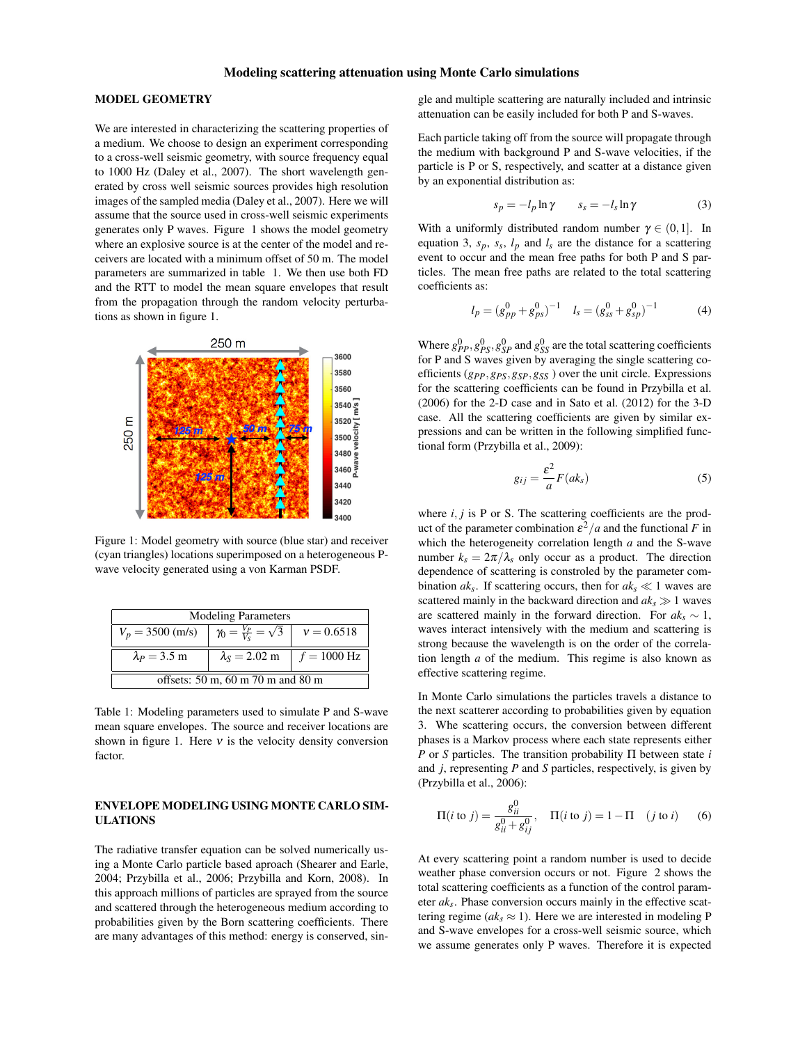Modeling scattering attenuation using Monte Carlo simulations

## MODEL GEOMETRY

We are interested in characterizing the scattering properties of a medium. We choose to design an experiment corresponding to a cross-well seismic geometry, with source frequency equal to 1000 Hz (Daley et al., 2007). The short wavelength generated by cross well seismic sources provides high resolution images of the sampled media (Daley et al., 2007). Here we will assume that the source used in cross-well seismic experiments generates only P waves. Figure 1 shows the model geometry where an explosive source is at the center of the model and receivers are located with a minimum offset of 50 m. The model parameters are summarized in table 1. We then use both FD and the RTT to model the mean square envelopes that result from the propagation through the random velocity perturbations as shown in figure 1.

Figure 1: Model geometry with source (blue star) and receiver (cyan triangles) locations superimposed on a heterogeneous P-wave velocity generated using a von Karman PSDF.

| Modeling Parameters | | |
|---|---|---|
| $V_p = 3500$ (m/s) | $\gamma_0 = \frac{V_P}{V_S} = \sqrt{3}$ | $\nu = 0.6518$ |
| $\lambda_P = 3.5$ m | $\lambda_S = 2.02$ m | $f = 1000$ Hz |
| offsets: 50 m, 60 m 70 m and 80 m | | |

Table 1: Modeling parameters used to simulate P and S-wave mean square envelopes. The source and receiver locations are shown in figure 1. Here $\nu$ is the velocity density conversion factor.

## ENVELOPE MODELING USING MONTE CARLO SIMULATIONS

The radiative transfer equation can be solved numerically using a Monte Carlo particle based aproach (Shearer and Earle, 2004; Przybilla et al., 2006; Przybilla and Korn, 2008). In this approach millions of particles are sprayed from the source and scattered through the heterogeneous medium according to probabilities given by the Born scattering coefficients. There are many advantages of this method: energy is conserved, single and multiple scattering are naturally included and intrinsic attenuation can be easily included for both P and S-waves.

Each particle taking off from the source will propagate through the medium with background P and S-wave velocities, if the particle is P or S, respectively, and scatter at a distance given by an exponential distribution as:

$$s_p = -l_p \ln \gamma \qquad s_s = -l_s \ln \gamma \tag{3}$$

With a uniformly distributed random number $\gamma \in (0,1]$. In equation 3, $s_p$, $s_s$, $l_p$ and $l_s$ are the distance for a scattering event to occur and the mean free paths for both P and S particles. The mean free paths are related to the total scattering coefficients as:

$$l_p = (g^0_{pp} + g^0_{ps})^{-1} \quad l_s = (g^0_{ss} + g^0_{sp})^{-1} \tag{4}$$

Where $g^0_{PP}, g^0_{PS}, g^0_{SP}$ and $g^0_{SS}$ are the total scattering coefficients for P and S waves given by averaging the single scattering coefficients ($g_{PP}, g_{PS}, g_{SP}, g_{SS}$ ) over the unit circle. Expressions for the scattering coefficients can be found in Przybilla et al. (2006) for the 2-D case and in Sato et al. (2012) for the 3-D case. All the scattering coefficients are given by similar expressions and can be written in the following simplified functional form (Przybilla et al., 2009):

$$g_{ij} = \frac{\varepsilon^2}{a} F(ak_s) \tag{5}$$

where $i, j$ is P or S. The scattering coefficients are the product of the parameter combination $\varepsilon^2/a$ and the functional $F$ in which the heterogeneity correlation length $a$ and the S-wave number $k_s = 2\pi/\lambda_s$ only occur as a product. The direction dependence of scattering is constroled by the parameter combination $ak_s$. If scattering occurs, then for $ak_s \ll 1$ waves are scattered mainly in the backward direction and $ak_s \gg 1$ waves are scattered mainly in the forward direction. For $ak_s \sim 1$, waves interact intensively with the medium and scattering is strong because the wavelength is on the order of the correlation length $a$ of the medium. This regime is also known as effective scattering regime.

In Monte Carlo simulations the particles travels a distance to the next scatterer according to probabilities given by equation 3. Whe scattering occurs, the conversion between different phases is a Markov process where each state represents either $P$ or $S$ particles. The transition probability $\Pi$ between state $i$ and $j$, representing $P$ and $S$ particles, respectively, is given by (Przybilla et al., 2006):

$$\Pi(i \text{ to } j) = \frac{g^0_{ii}}{g^0_{ii} + g^0_{ij}}, \quad \Pi(i \text{ to } j) = 1 - \Pi \quad (j \text{ to } i) \tag{6}$$

At every scattering point a random number is used to decide weather phase conversion occurs or not. Figure 2 shows the total scattering coefficients as a function of the control parameter $ak_s$. Phase conversion occurs mainly in the effective scattering regime ($ak_s \approx 1$). Here we are interested in modeling P and S-wave envelopes for a cross-well seismic source, which we assume generates only P waves. Therefore it is expected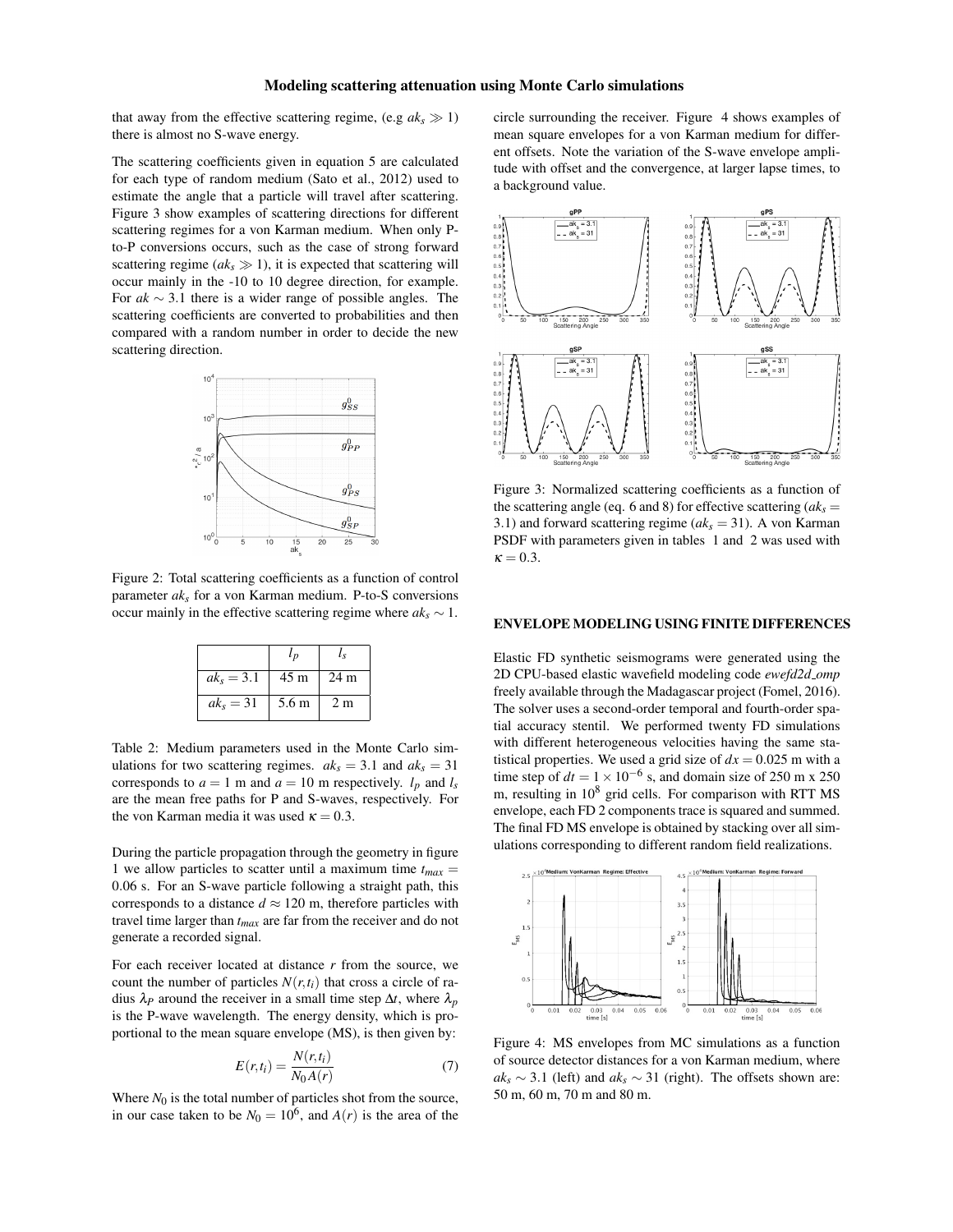that away from the effective scattering regime, (e.g $ak_s \gg 1$) there is almost no S-wave energy.

The scattering coefficients given in equation 5 are calculated for each type of random medium (Sato et al., 2012) used to estimate the angle that a particle will travel after scattering. Figure 3 show examples of scattering directions for different scattering regimes for a von Karman medium. When only P-to-P conversions occurs, such as the case of strong forward scattering regime ($ak_s \gg 1$), it is expected that scattering will occur mainly in the -10 to 10 degree direction, for example. For $ak \sim 3.1$ there is a wider range of possible angles. The scattering coefficients are converted to probabilities and then compared with a random number in order to decide the new scattering direction.

Figure 2: Total scattering coefficients as a function of control parameter $ak_s$ for a von Karman medium. P-to-S conversions occur mainly in the effective scattering regime where $ak_s \sim 1$.

| | $l_p$ | $l_s$ |
|---|---|---|
| $ak_s = 3.1$ | 45 m | 24 m |
| $ak_s = 31$ | 5.6 m | 2 m |

Table 2: Medium parameters used in the Monte Carlo simulations for two scattering regimes. $ak_s = 3.1$ and $ak_s = 31$ corresponds to $a = 1$ m and $a = 10$ m respectively. $l_p$ and $l_s$ are the mean free paths for P and S-waves, respectively. For the von Karman media it was used $\kappa = 0.3$.

During the particle propagation through the geometry in figure 1 we allow particles to scatter until a maximum time $t_{max} = 0.06$ s. For an S-wave particle following a straight path, this corresponds to a distance $d \approx 120$ m, therefore particles with travel time larger than $t_{max}$ are far from the receiver and do not generate a recorded signal.

For each receiver located at distance $r$ from the source, we count the number of particles $N(r,t_i)$ that cross a circle of radius $\lambda_P$ around the receiver in a small time step $\Delta t$, where $\lambda_p$ is the P-wave wavelength. The energy density, which is proportional to the mean square envelope (MS), is then given by:

$$E(r,t_i) = \frac{N(r,t_i)}{N_0 A(r)} \tag{7}$$

Where $N_0$ is the total number of particles shot from the source, in our case taken to be $N_0 = 10^6$, and $A(r)$ is the area of the circle surrounding the receiver. Figure 4 shows examples of mean square envelopes for a von Karman medium for different offsets. Note the variation of the S-wave envelope amplitude with offset and the convergence, at larger lapse times, to a background value.

Figure 3: Normalized scattering coefficients as a function of the scattering angle (eq. 6 and 8) for effective scattering ($ak_s = 3.1$) and forward scattering regime ($ak_s = 31$). A von Karman PSDF with parameters given in tables 1 and 2 was used with $\kappa = 0.3$.

## ENVELOPE MODELING USING FINITE DIFFERENCES

Elastic FD synthetic seismograms were generated using the 2D CPU-based elastic wavefield modeling code *ewefd2d_omp* freely available through the Madagascar project (Fomel, 2016). The solver uses a second-order temporal and fourth-order spatial accuracy stentil. We performed twenty FD simulations with different heterogeneous velocities having the same statistical properties. We used a grid size of $dx = 0.025$ m with a time step of $dt = 1 \times 10^{-6}$ s, and domain size of 250 m x 250 m, resulting in $10^8$ grid cells. For comparison with RTT MS envelope, each FD 2 components trace is squared and summed. The final FD MS envelope is obtained by stacking over all simulations corresponding to different random field realizations.

Figure 4: MS envelopes from MC simulations as a function of source detector distances for a von Karman medium, where $ak_s \sim 3.1$ (left) and $ak_s \sim 31$ (right). The offsets shown are: 50 m, 60 m, 70 m and 80 m.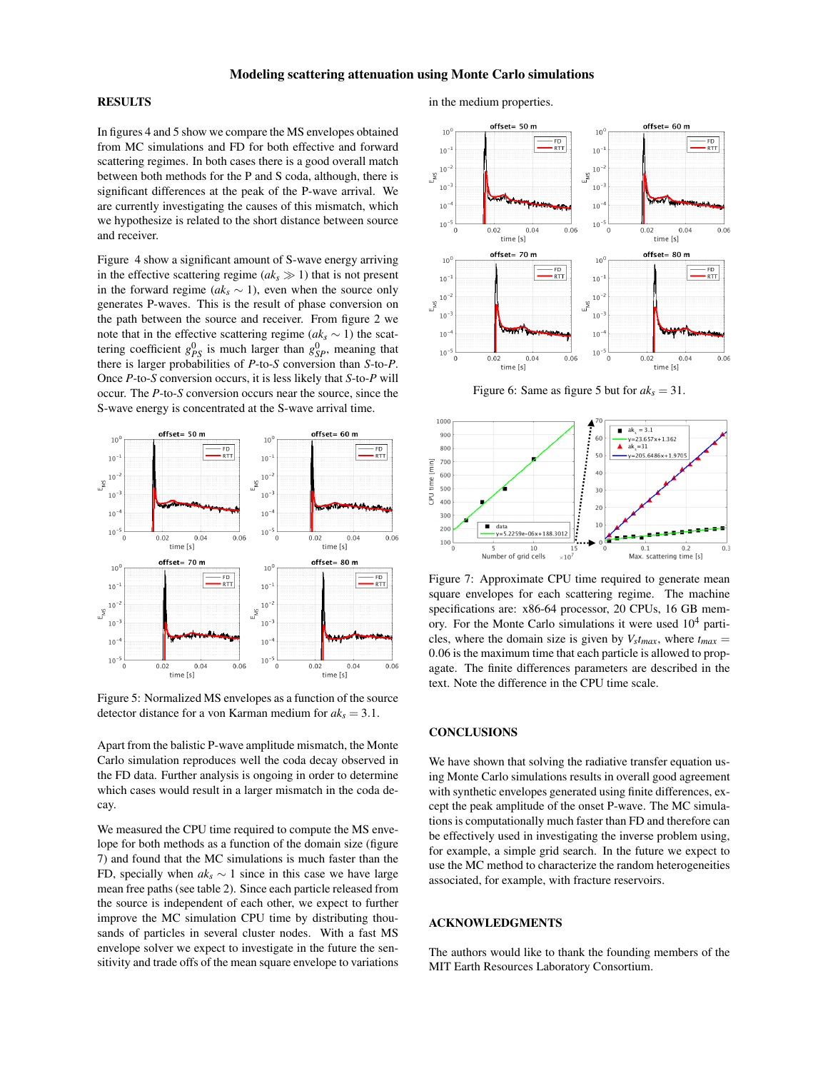## RESULTS

In figures 4 and 5 show we compare the MS envelopes obtained from MC simulations and FD for both effective and forward scattering regimes. In both cases there is a good overall match between both methods for the P and S coda, although, there is significant differences at the peak of the P-wave arrival. We are currently investigating the causes of this mismatch, which we hypothesize is related to the short distance between source and receiver.

Figure 4 show a significant amount of S-wave energy arriving in the effective scattering regime ($ak_s \gg 1$) that is not present in the forward regime ($ak_s \sim 1$), even when the source only generates P-waves. This is the result of phase conversion on the path between the source and receiver. From figure 2 we note that in the effective scattering regime ($ak_s \sim 1$) the scattering coefficient $g^0_{PS}$ is much larger than $g^0_{SP}$, meaning that there is larger probabilities of *P*-to-*S* conversion than *S*-to-*P*. Once *P*-to-*S* conversion occurs, it is less likely that *S*-to-*P* will occur. The *P*-to-*S* conversion occurs near the source, since the S-wave energy is concentrated at the S-wave arrival time.

Figure 5: Normalized MS envelopes as a function of the source detector distance for a von Karman medium for $ak_s = 3.1$.

Apart from the balistic P-wave amplitude mismatch, the Monte Carlo simulation reproduces well the coda decay observed in the FD data. Further analysis is ongoing in order to determine which cases would result in a larger mismatch in the coda decay.

We measured the CPU time required to compute the MS envelope for both methods as a function of the domain size (figure 7) and found that the MC simulations is much faster than the FD, specially when $ak_s \sim 1$ since in this case we have large mean free paths (see table 2). Since each particle released from the source is independent of each other, we expect to further improve the MC simulation CPU time by distributing thousands of particles in several cluster nodes. With a fast MS envelope solver we expect to investigate in the future the sensitivity and trade offs of the mean square envelope to variations in the medium properties.

Figure 6: Same as figure 5 but for $ak_s = 31$.

Figure 7: Approximate CPU time required to generate mean square envelopes for each scattering regime. The machine specifications are: x86-64 processor, 20 CPUs, 16 GB memory. For the Monte Carlo simulations it were used $10^4$ particles, where the domain size is given by $V_s t_{max}$, where $t_{max} = 0.06$ is the maximum time that each particle is allowed to propagate. The finite differences parameters are described in the text. Note the difference in the CPU time scale.

## CONCLUSIONS

We have shown that solving the radiative transfer equation using Monte Carlo simulations results in overall good agreement with synthetic envelopes generated using finite differences, except the peak amplitude of the onset P-wave. The MC simulations is computationally much faster than FD and therefore can be effectively used in investigating the inverse problem using, for example, a simple grid search. In the future we expect to use the MC method to characterize the random heterogeneities associated, for example, with fracture reservoirs.

## ACKNOWLEDGMENTS

The authors would like to thank the founding members of the MIT Earth Resources Laboratory Consortium.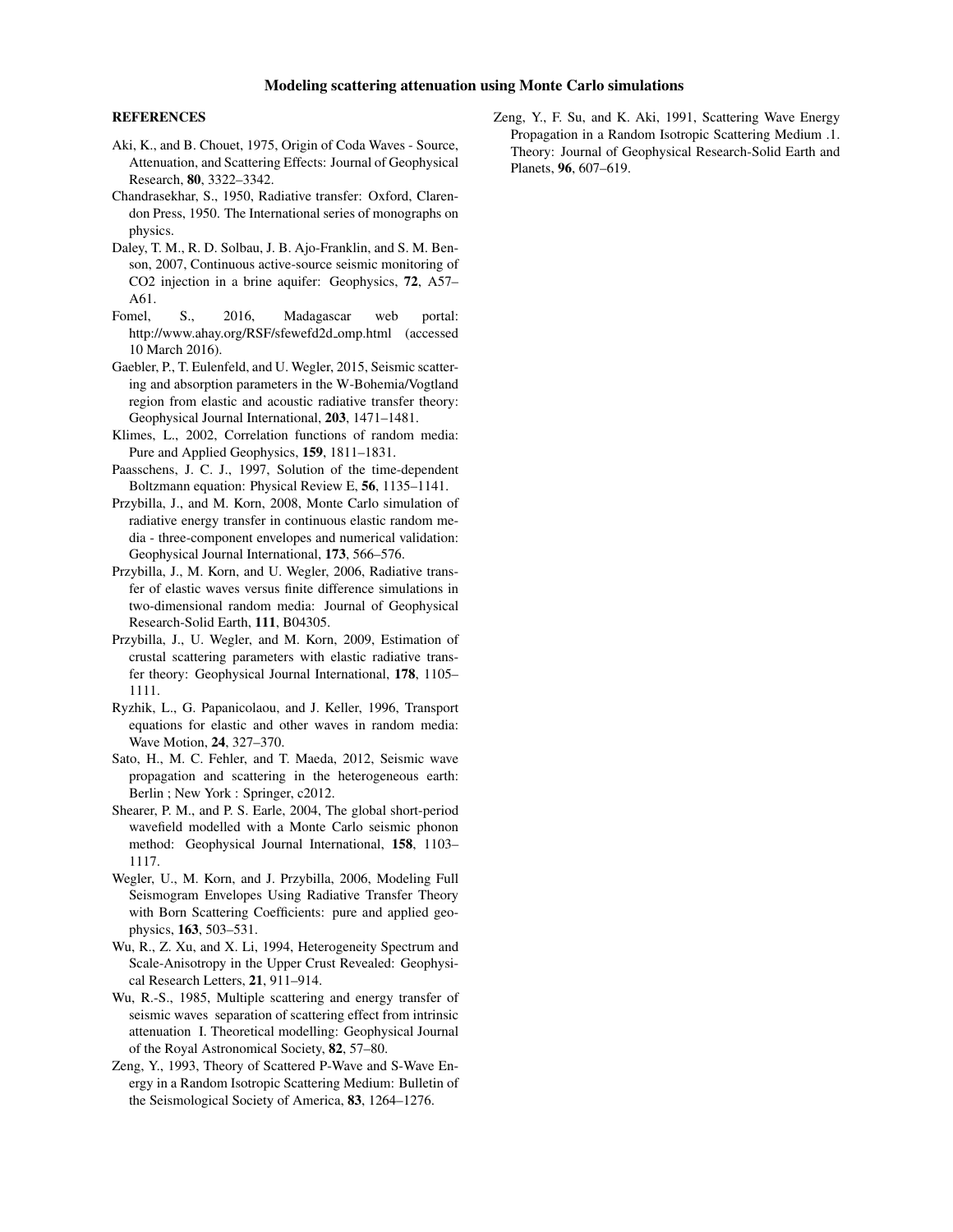## REFERENCES

Aki, K., and B. Chouet, 1975, Origin of Coda Waves - Source, Attenuation, and Scattering Effects: Journal of Geophysical Research, **80**, 3322–3342.

Chandrasekhar, S., 1950, Radiative transfer: Oxford, Clarendon Press, 1950. The International series of monographs on physics.

Daley, T. M., R. D. Solbau, J. B. Ajo-Franklin, and S. M. Benson, 2007, Continuous active-source seismic monitoring of CO2 injection in a brine aquifer: Geophysics, **72**, A57–A61.

Fomel, S., 2016, Madagascar web portal: http://www.ahay.org/RSF/sfewefd2d_omp.html (accessed 10 March 2016).

Gaebler, P., T. Eulenfeld, and U. Wegler, 2015, Seismic scattering and absorption parameters in the W-Bohemia/Vogtland region from elastic and acoustic radiative transfer theory: Geophysical Journal International, **203**, 1471–1481.

Klimes, L., 2002, Correlation functions of random media: Pure and Applied Geophysics, **159**, 1811–1831.

Paasschens, J. C. J., 1997, Solution of the time-dependent Boltzmann equation: Physical Review E, **56**, 1135–1141.

Przybilla, J., and M. Korn, 2008, Monte Carlo simulation of radiative energy transfer in continuous elastic random media - three-component envelopes and numerical validation: Geophysical Journal International, **173**, 566–576.

Przybilla, J., M. Korn, and U. Wegler, 2006, Radiative transfer of elastic waves versus finite difference simulations in two-dimensional random media: Journal of Geophysical Research-Solid Earth, **111**, B04305.

Przybilla, J., U. Wegler, and M. Korn, 2009, Estimation of crustal scattering parameters with elastic radiative transfer theory: Geophysical Journal International, **178**, 1105–1111.

Ryzhik, L., G. Papanicolaou, and J. Keller, 1996, Transport equations for elastic and other waves in random media: Wave Motion, **24**, 327–370.

Sato, H., M. C. Fehler, and T. Maeda, 2012, Seismic wave propagation and scattering in the heterogeneous earth: Berlin ; New York : Springer, c2012.

Shearer, P. M., and P. S. Earle, 2004, The global short-period wavefield modelled with a Monte Carlo seismic phonon method: Geophysical Journal International, **158**, 1103–1117.

Wegler, U., M. Korn, and J. Przybilla, 2006, Modeling Full Seismogram Envelopes Using Radiative Transfer Theory with Born Scattering Coefficients: pure and applied geophysics, **163**, 503–531.

Wu, R., Z. Xu, and X. Li, 1994, Heterogeneity Spectrum and Scale-Anisotropy in the Upper Crust Revealed: Geophysical Research Letters, **21**, 911–914.

Wu, R.-S., 1985, Multiple scattering and energy transfer of seismic waves separation of scattering effect from intrinsic attenuation I. Theoretical modelling: Geophysical Journal of the Royal Astronomical Society, **82**, 57–80.

Zeng, Y., 1993, Theory of Scattered P-Wave and S-Wave Energy in a Random Isotropic Scattering Medium: Bulletin of the Seismological Society of America, **83**, 1264–1276.

Zeng, Y., F. Su, and K. Aki, 1991, Scattering Wave Energy Propagation in a Random Isotropic Scattering Medium .1. Theory: Journal of Geophysical Research-Solid Earth and Planets, **96**, 607–619.